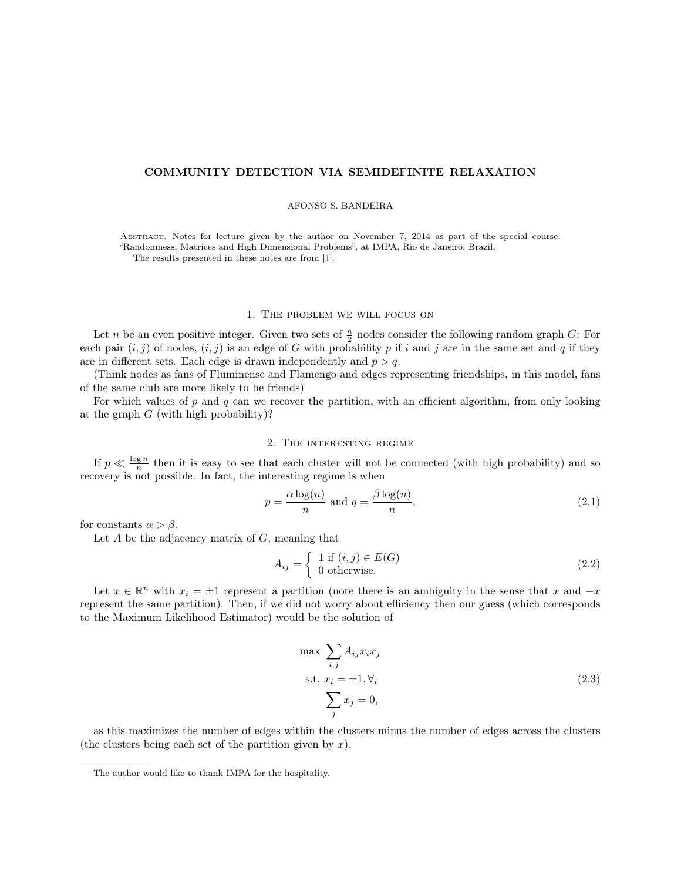# COMMUNITY DETECTION VIA SEMIDEFINITE RELAXATION

AFONSO S. BANDEIRA

Abstract. Notes for lecture given by the author on November 7, 2014 as part of the special course: "Randomness, Matrices and High Dimensional Problems", at IMPA, Rio de Janeiro, Brazil.

The results presented in these notes are from [1].

## 1. The problem we will focus on

Let $n$ be an even positive integer. Given two sets of $\frac{n}{2}$ nodes consider the following random graph $G$: For each pair $(i,j)$ of nodes, $(i,j)$ is an edge of $G$ with probability $p$ if $i$ and $j$ are in the same set and $q$ if they are in different sets. Each edge is drawn independently and $p > q$.

(Think nodes as fans of Fluminense and Flamengo and edges representing friendships, in this model, fans of the same club are more likely to be friends)

For which values of $p$ and $q$ can we recover the partition, with an efficient algorithm, from only looking at the graph $G$ (with high probability)?

## 2. The interesting regime

If $p \ll \frac{\log n}{n}$ then it is easy to see that each cluster will not be connected (with high probability) and so recovery is not possible. In fact, the interesting regime is when

$$p = \frac{\alpha \log(n)}{n} \text{ and } q = \frac{\beta \log(n)}{n}, \tag{2.1}$$

for constants $\alpha > \beta$.

Let $A$ be the adjacency matrix of $G$, meaning that

$$A_{ij} = \begin{cases} 1 \text{ if } (i,j) \in E(G) \\ 0 \text{ otherwise.} \end{cases} \tag{2.2}$$

Let $x \in \mathbb{R}^n$ with $x_i = \pm 1$ represent a partition (note there is an ambiguity in the sense that $x$ and $-x$ represent the same partition). Then, if we did not worry about efficiency then our guess (which corresponds to the Maximum Likelihood Estimator) would be the solution of

$$\begin{aligned} \max \ & \sum_{i,j} A_{ij} x_i x_j \\ \text{s.t. } & x_i = \pm 1, \forall_i \\ & \sum_j x_j = 0, \end{aligned} \tag{2.3}$$

as this maximizes the number of edges within the clusters minus the number of edges across the clusters (the clusters being each set of the partition given by $x$).

The author would like to thank IMPA for the hospitality.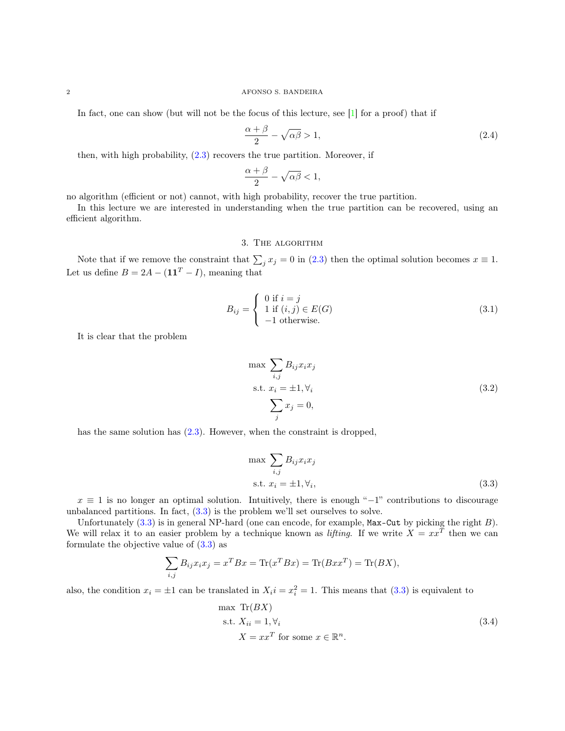In fact, one can show (but will not be the focus of this lecture, see [1] for a proof) that if

$$\frac{\alpha + \beta}{2} - \sqrt{\alpha\beta} > 1, \tag{2.4}$$

then, with high probability, (2.3) recovers the true partition. Moreover, if

$$\frac{\alpha + \beta}{2} - \sqrt{\alpha\beta} < 1,$$

no algorithm (efficient or not) cannot, with high probability, recover the true partition.

In this lecture we are interested in understanding when the true partition can be recovered, using an efficient algorithm.

## 3. The algorithm

Note that if we remove the constraint that $\sum_j x_j = 0$ in (2.3) then the optimal solution becomes $x \equiv 1$. Let us define $B = 2A - (\mathbf{1}\mathbf{1}^T - I)$, meaning that

$$B_{ij} = \begin{cases} 0 \text{ if } i = j \\ 1 \text{ if } (i,j) \in E(G) \\ -1 \text{ otherwise.} \end{cases} \tag{3.1}$$

It is clear that the problem

$$\begin{aligned} \max \ & \sum_{i,j} B_{ij} x_i x_j \\ \text{s.t. } & x_i = \pm 1, \forall_i \\ & \sum_j x_j = 0, \end{aligned} \tag{3.2}$$

has the same solution has (2.3). However, when the constraint is dropped,

$$\begin{aligned} \max \ & \sum_{i,j} B_{ij} x_i x_j \\ \text{s.t. } & x_i = \pm 1, \forall_i, \end{aligned} \tag{3.3}$$

$x \equiv 1$ is no longer an optimal solution. Intuitively, there is enough "$-1$" contributions to discourage unbalanced partitions. In fact, (3.3) is the problem we'll set ourselves to solve.

Unfortunately (3.3) is in general NP-hard (one can encode, for example, `Max-Cut` by picking the right $B$). We will relax it to an easier problem by a technique known as *lifting*. If we write $X = xx^T$ then we can formulate the objective value of (3.3) as

$$\sum_{i,j} B_{ij} x_i x_j = x^T B x = \mathrm{Tr}(x^T B x) = \mathrm{Tr}(B x x^T) = \mathrm{Tr}(BX),$$

also, the condition $x_i = \pm 1$ can be translated in $X_i i = x_i^2 = 1$. This means that (3.3) is equivalent to

$$\begin{aligned} \max \ & \mathrm{Tr}(BX) \\ \text{s.t. } & X_{ii} = 1, \forall_i \\ & X = xx^T \text{ for some } x \in \mathbb{R}^n. \end{aligned} \tag{3.4}$$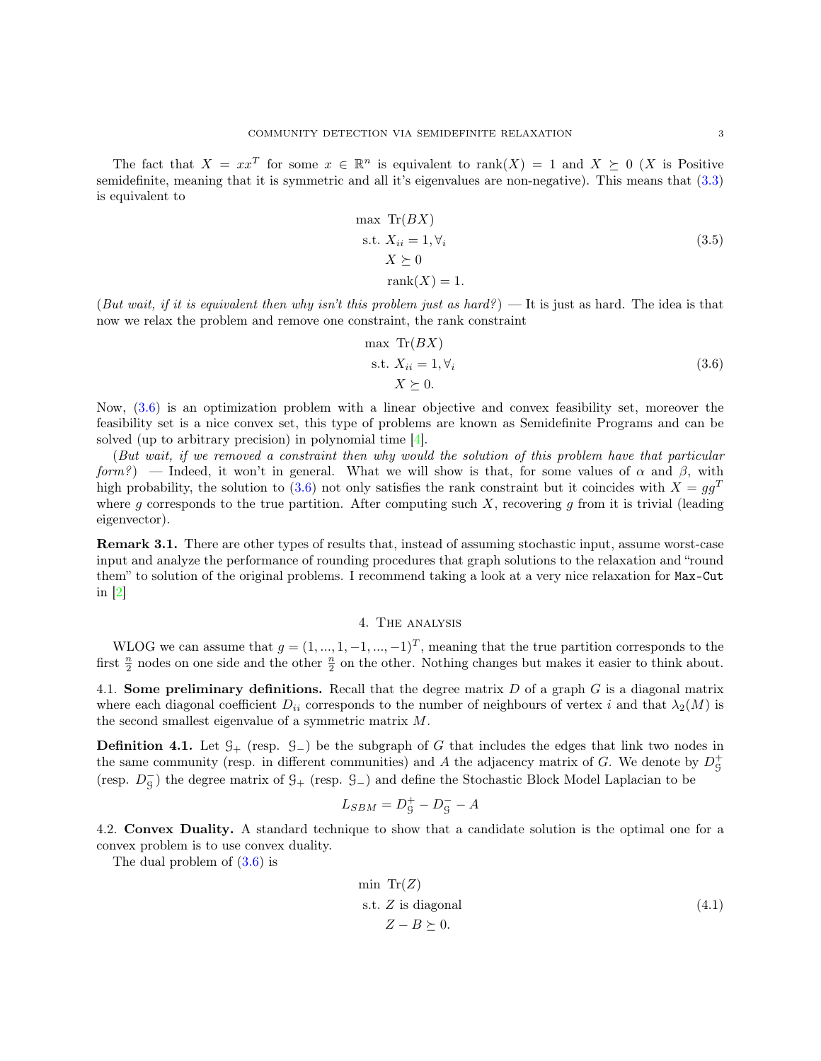The fact that $X = xx^T$ for some $x \in \mathbb{R}^n$ is equivalent to $\text{rank}(X) = 1$ and $X \succeq 0$ ($X$ is Positive semidefinite, meaning that it is symmetric and all it's eigenvalues are non-negative). This means that (3.3) is equivalent to

$$
\begin{aligned}
\max \ & \text{Tr}(BX) \\
\text{s.t. } & X_{ii} = 1, \forall_i \\
& X \succeq 0 \\
& \text{rank}(X) = 1.
\end{aligned}
\tag{3.5}
$$

(*But wait, if it is equivalent then why isn't this problem just as hard?*) — It is just as hard. The idea is that now we relax the problem and remove one constraint, the rank constraint

$$
\begin{aligned}
\max \ & \text{Tr}(BX) \\
\text{s.t. } & X_{ii} = 1, \forall_i \\
& X \succeq 0.
\end{aligned}
\tag{3.6}
$$

Now, (3.6) is an optimization problem with a linear objective and convex feasibility set, moreover the feasibility set is a nice convex set, this type of problems are known as Semidefinite Programs and can be solved (up to arbitrary precision) in polynomial time [4].

(*But wait, if we removed a constraint then why would the solution of this problem have that particular form?*) — Indeed, it won't in general. What we will show is that, for some values of $\alpha$ and $\beta$, with high probability, the solution to (3.6) not only satisfies the rank constraint but it coincides with $X = gg^T$ where $g$ corresponds to the true partition. After computing such $X$, recovering $g$ from it is trivial (leading eigenvector).

**Remark 3.1.** There are other types of results that, instead of assuming stochastic input, assume worst-case input and analyze the performance of rounding procedures that graph solutions to the relaxation and "round them" to solution of the original problems. I recommend taking a look at a very nice relaxation for `Max-Cut` in [2]

## 4. The analysis

WLOG we can assume that $g = (1, ..., 1, -1, ..., -1)^T$, meaning that the true partition corresponds to the first $\frac{n}{2}$ nodes on one side and the other $\frac{n}{2}$ on the other. Nothing changes but makes it easier to think about.

### 4.1. Some preliminary definitions.

Recall that the degree matrix $D$ of a graph $G$ is a diagonal matrix where each diagonal coefficient $D_{ii}$ corresponds to the number of neighbours of vertex $i$ and that $\lambda_2(M)$ is the second smallest eigenvalue of a symmetric matrix $M$.

**Definition 4.1.** Let $\mathcal{G}_+$ (resp. $\mathcal{G}_-$) be the subgraph of $G$ that includes the edges that link two nodes in the same community (resp. in different communities) and $A$ the adjacency matrix of $G$. We denote by $D_{\mathcal{G}}^+$ (resp. $D_{\mathcal{G}}^-$) the degree matrix of $\mathcal{G}_+$ (resp. $\mathcal{G}_-$) and define the Stochastic Block Model Laplacian to be

$$L_{SBM} = D_{\mathcal{G}}^+ - D_{\mathcal{G}}^- - A$$

### 4.2. Convex Duality.

A standard technique to show that a candidate solution is the optimal one for a convex problem is to use convex duality.

The dual problem of (3.6) is

$$
\begin{aligned}
\min \ & \text{Tr}(Z) \\
\text{s.t. } & Z \text{ is diagonal} \\
& Z - B \succeq 0.
\end{aligned}
\tag{4.1}
$$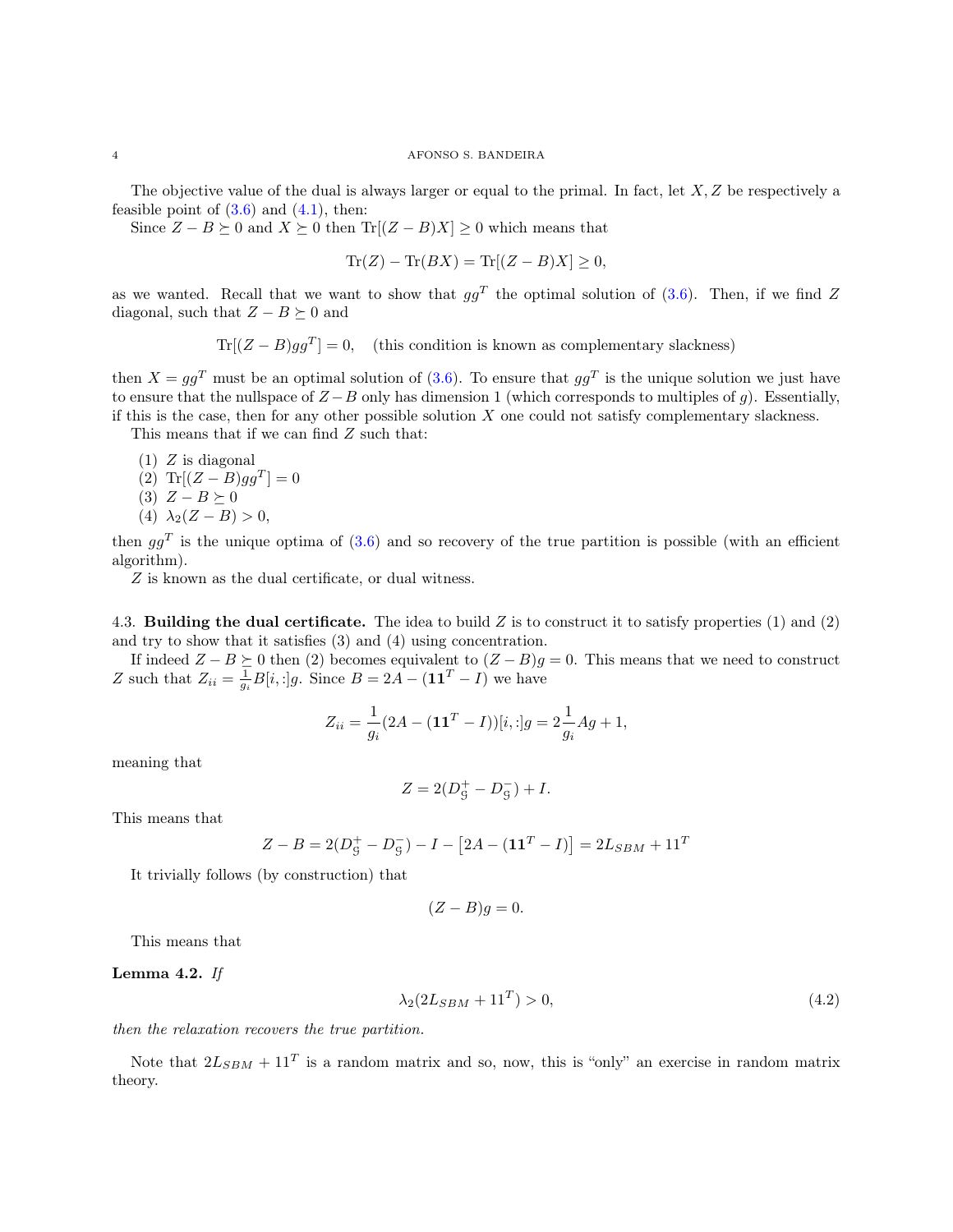The objective value of the dual is always larger or equal to the primal. In fact, let $X, Z$ be respectively a feasible point of (3.6) and (4.1), then:

Since $Z - B \succeq 0$ and $X \succeq 0$ then $\mathrm{Tr}[(Z - B)X] \geq 0$ which means that

$$\mathrm{Tr}(Z) - \mathrm{Tr}(BX) = \mathrm{Tr}[(Z - B)X] \geq 0,$$

as we wanted. Recall that we want to show that $gg^T$ the optimal solution of (3.6). Then, if we find $Z$ diagonal, such that $Z - B \succeq 0$ and

$$\mathrm{Tr}[(Z - B)gg^T] = 0, \quad \text{(this condition is known as complementary slackness)}$$

then $X = gg^T$ must be an optimal solution of (3.6). To ensure that $gg^T$ is the unique solution we just have to ensure that the nullspace of $Z - B$ only has dimension 1 (which corresponds to multiples of $g$). Essentially, if this is the case, then for any other possible solution $X$ one could not satisfy complementary slackness.

This means that if we can find $Z$ such that:

1. $Z$ is diagonal
2. $\mathrm{Tr}[(Z - B)gg^T] = 0$
3. $Z - B \succeq 0$
4. $\lambda_2(Z - B) > 0$,

then $gg^T$ is the unique optima of (3.6) and so recovery of the true partition is possible (with an efficient algorithm).

$Z$ is known as the dual certificate, or dual witness.

### 4.3. Building the dual certificate.

The idea to build $Z$ is to construct it to satisfy properties (1) and (2) and try to show that it satisfies (3) and (4) using concentration.

If indeed $Z - B \succeq 0$ then (2) becomes equivalent to $(Z - B)g = 0$. This means that we need to construct $Z$ such that $Z_{ii} = \frac{1}{g_i} B[i,:]g$. Since $B = 2A - (\mathbf{1}\mathbf{1}^T - I)$ we have

$$Z_{ii} = \frac{1}{g_i}(2A - (\mathbf{1}\mathbf{1}^T - I))[i,:]g = 2\frac{1}{g_i}Ag + 1,$$

meaning that

$$Z = 2(D_{\mathcal{G}}^{+} - D_{\mathcal{G}}^{-}) + I.$$

This means that

$$Z - B = 2(D_{\mathcal{G}}^{+} - D_{\mathcal{G}}^{-}) - I - \left[2A - (\mathbf{1}\mathbf{1}^T - I)\right] = 2L_{SBM} + 11^T$$

It trivially follows (by construction) that

$$(Z - B)g = 0.$$

This means that

**Lemma 4.2.** *If*

$$\lambda_2(2L_{SBM} + 11^T) > 0, \tag{4.2}$$

*then the relaxation recovers the true partition.*

Note that $2L_{SBM} + 11^T$ is a random matrix and so, now, this is "only" an exercise in random matrix theory.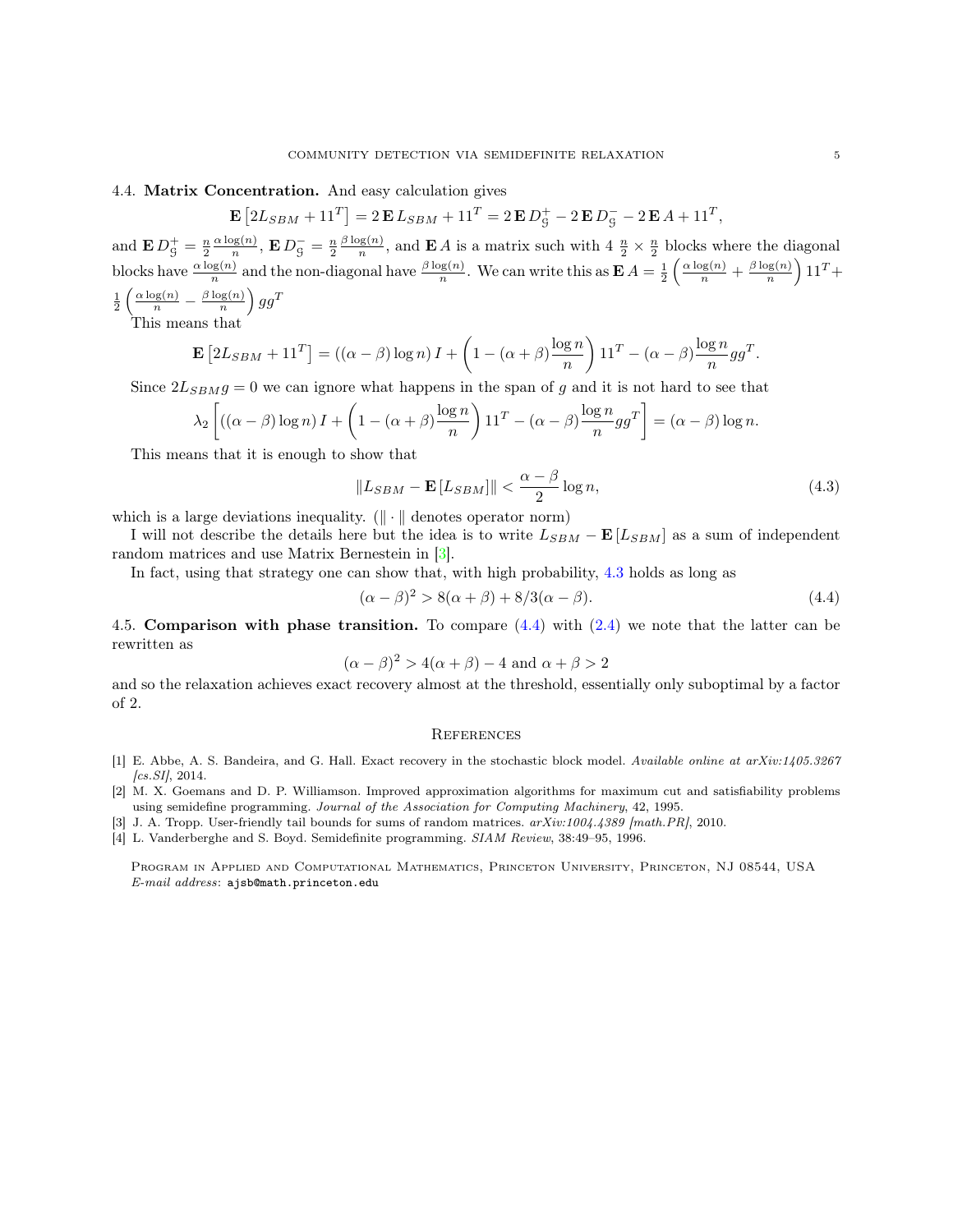4.4. **Matrix Concentration.** And easy calculation gives

$$\mathbf{E}\left[2L_{SBM} + 11^T\right] = 2\,\mathbf{E}\,L_{SBM} + 11^T = 2\,\mathbf{E}\,D_{\mathcal{G}}^+ - 2\,\mathbf{E}\,D_{\mathcal{G}}^- - 2\,\mathbf{E}\,A + 11^T,$$

and $\mathbf{E}\,D_{\mathcal{G}}^+ = \frac{n}{2}\frac{\alpha\log(n)}{n}$, $\mathbf{E}\,D_{\mathcal{G}}^- = \frac{n}{2}\frac{\beta\log(n)}{n}$, and $\mathbf{E}\,A$ is a matrix such with 4 $\frac{n}{2}\times\frac{n}{2}$ blocks where the diagonal blocks have $\frac{\alpha\log(n)}{n}$ and the non-diagonal have $\frac{\beta\log(n)}{n}$. We can write this as $\mathbf{E}\,A = \frac{1}{2}\left(\frac{\alpha\log(n)}{n} + \frac{\beta\log(n)}{n}\right)11^T + \frac{1}{2}\left(\frac{\alpha\log(n)}{n} - \frac{\beta\log(n)}{n}\right)gg^T$

This means that

$$\mathbf{E}\left[2L_{SBM} + 11^T\right] = \left((\alpha-\beta)\log n\right)I + \left(1 - (\alpha+\beta)\frac{\log n}{n}\right)11^T - (\alpha-\beta)\frac{\log n}{n}gg^T.$$

Since $2L_{SBM}g = 0$ we can ignore what happens in the span of $g$ and it is not hard to see that

$$\lambda_2\left[\left((\alpha-\beta)\log n\right)I + \left(1 - (\alpha+\beta)\frac{\log n}{n}\right)11^T - (\alpha-\beta)\frac{\log n}{n}gg^T\right] = (\alpha-\beta)\log n.$$

This means that it is enough to show that

$$\|L_{SBM} - \mathbf{E}\left[L_{SBM}\right]\| < \frac{\alpha-\beta}{2}\log n, \tag{4.3}$$

which is a large deviations inequality. ($\|\cdot\|$ denotes operator norm)

I will not describe the details here but the idea is to write $L_{SBM} - \mathbf{E}\left[L_{SBM}\right]$ as a sum of independent random matrices and use Matrix Bernestein in [3].

In fact, using that strategy one can show that, with high probability, 4.3 holds as long as

$$(\alpha-\beta)^2 > 8(\alpha+\beta) + 8/3(\alpha-\beta). \tag{4.4}$$

4.5. **Comparison with phase transition.** To compare (4.4) with (2.4) we note that the latter can be rewritten as

$$(\alpha-\beta)^2 > 4(\alpha+\beta) - 4 \text{ and } \alpha+\beta > 2$$

and so the relaxation achieves exact recovery almost at the threshold, essentially only suboptimal by a factor of 2.

## References

[1] E. Abbe, A. S. Bandeira, and G. Hall. Exact recovery in the stochastic block model. *Available online at arXiv:1405.3267 [cs.SI]*, 2014.

[2] M. X. Goemans and D. P. Williamson. Improved approximation algorithms for maximum cut and satisfiability problems using semidefine programming. *Journal of the Association for Computing Machinery*, 42, 1995.

[3] J. A. Tropp. User-friendly tail bounds for sums of random matrices. *arXiv:1004.4389 [math.PR]*, 2010.

[4] L. Vanderberghe and S. Boyd. Semidefinite programming. *SIAM Review*, 38:49–95, 1996.

Program in Applied and Computational Mathematics, Princeton University, Princeton, NJ 08544, USA
*E-mail address*: ajsb@math.princeton.edu